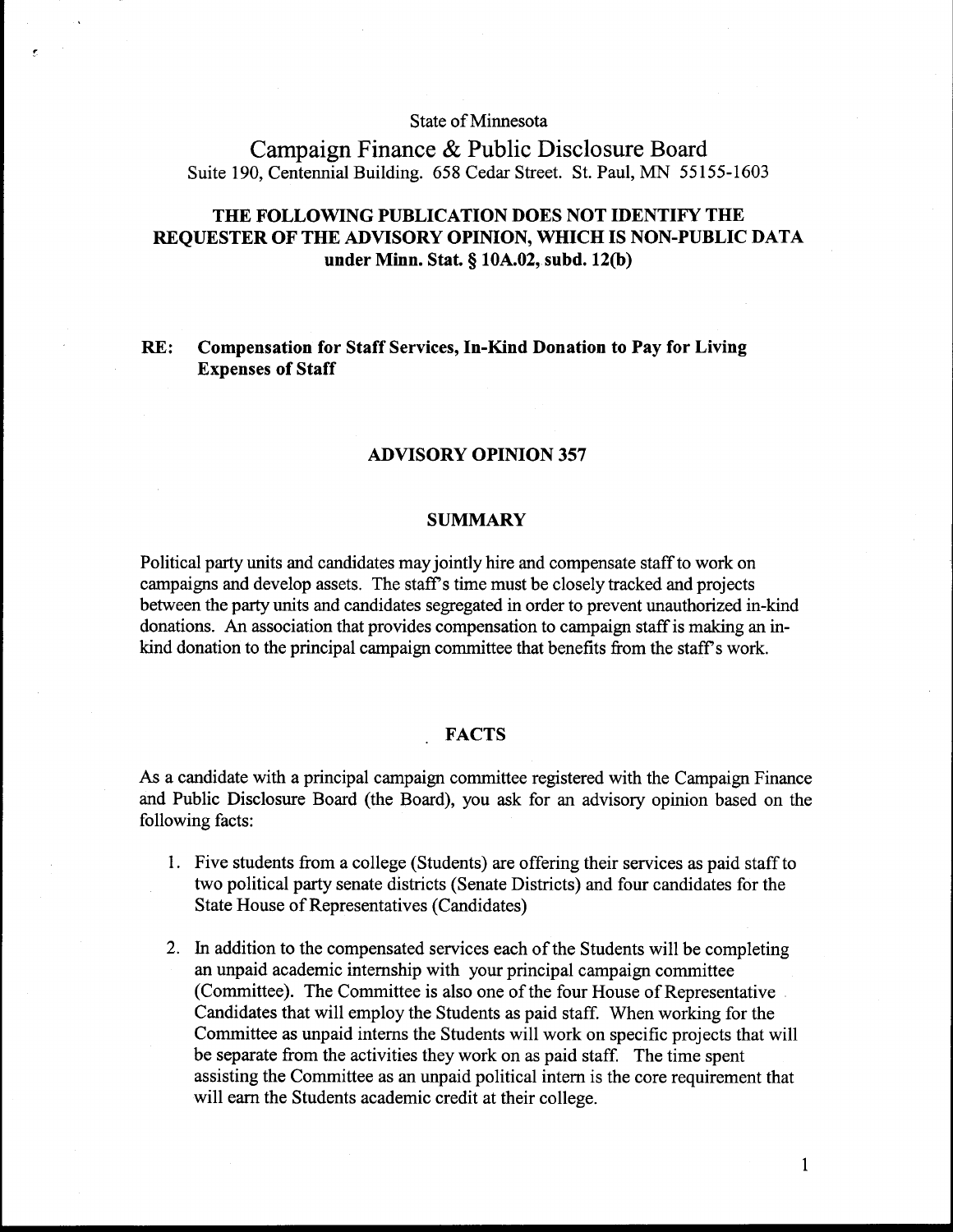State of Minnesota

# Campaign Finance & Public Disclosure Board

Suite 190, Centennial Building. 658 Cedar Street. St. Paul, MN 55155-1603

**THE FOLLOWING PUBLICATION DOES NOT IDENTIFY THE REQUESTER OF THE ADVISORY OPINION, WHICH IS NON-PUBLIC DATA under Minn. Stat. § 10A.02, subd. 12(b)**

**RE: Compensation for Staff Services, In-Kind Donation to Pay for Living Expenses of Staff**

## ADVISORY OPINION 357

### SUMMARY

Political party units and candidates may jointly hire and compensate staff to work on campaigns and develop assets. The staff's time must be closely tracked and projects between the party units and candidates segregated in order to prevent unauthorized in-kind donations. An association that provides compensation to campaign staff is making an in-kind donation to the principal campaign committee that benefits from the staff's work.

### FACTS

As a candidate with a principal campaign committee registered with the Campaign Finance and Public Disclosure Board (the Board), you ask for an advisory opinion based on the following facts:

1. Five students from a college (Students) are offering their services as paid staff to two political party senate districts (Senate Districts) and four candidates for the State House of Representatives (Candidates)
2. In addition to the compensated services each of the Students will be completing an unpaid academic internship with your principal campaign committee (Committee). The Committee is also one of the four House of Representative Candidates that will employ the Students as paid staff. When working for the Committee as unpaid interns the Students will work on specific projects that will be separate from the activities they work on as paid staff. The time spent assisting the Committee as an unpaid political intern is the core requirement that will earn the Students academic credit at their college.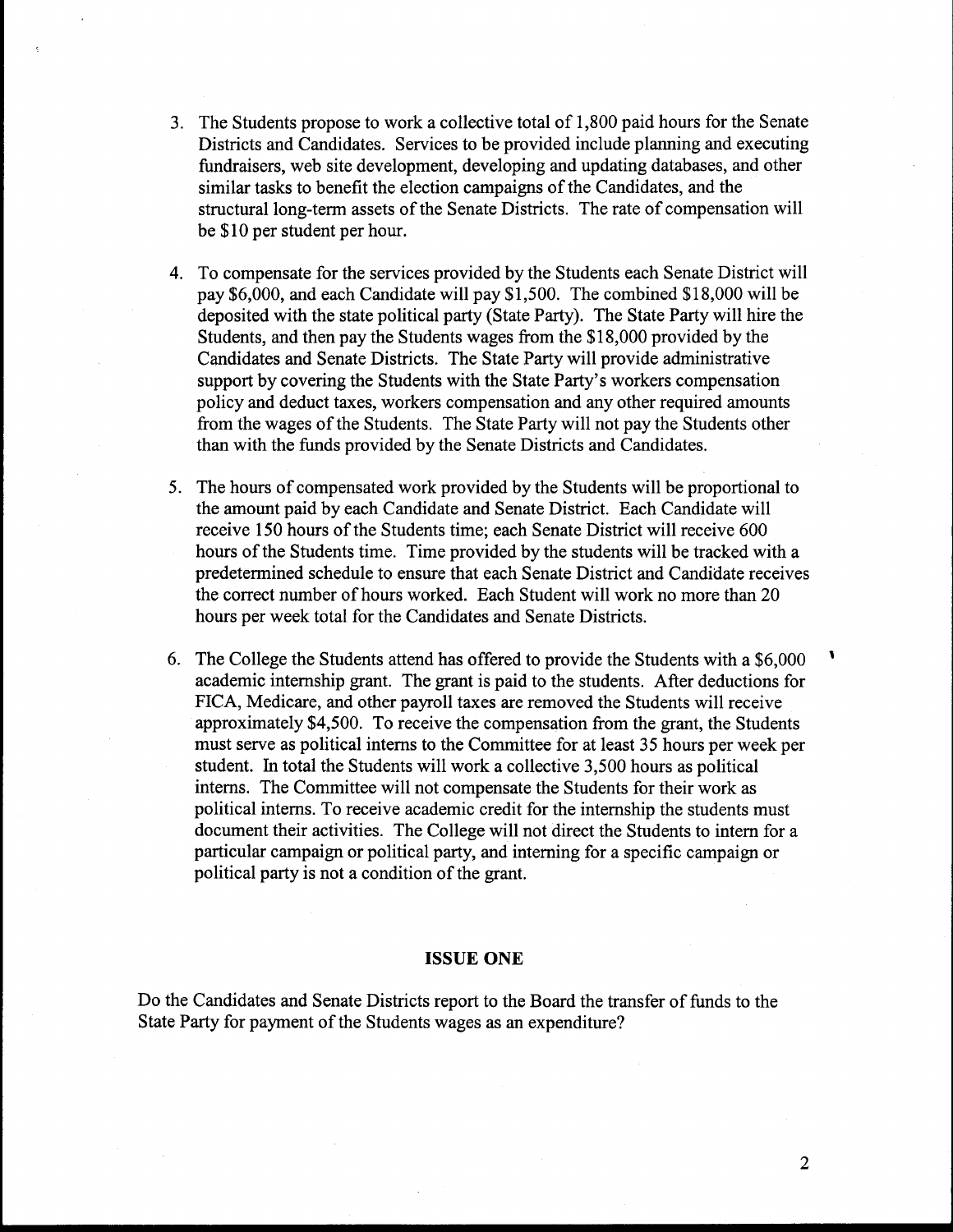3. The Students propose to work a collective total of 1,800 paid hours for the Senate Districts and Candidates. Services to be provided include planning and executing fundraisers, web site development, developing and updating databases, and other similar tasks to benefit the election campaigns of the Candidates, and the structural long-term assets of the Senate Districts. The rate of compensation will be $10 per student per hour.

4. To compensate for the services provided by the Students each Senate District will pay $6,000, and each Candidate will pay $1,500. The combined $18,000 will be deposited with the state political party (State Party). The State Party will hire the Students, and then pay the Students wages from the $18,000 provided by the Candidates and Senate Districts. The State Party will provide administrative support by covering the Students with the State Party's workers compensation policy and deduct taxes, workers compensation and any other required amounts from the wages of the Students. The State Party will not pay the Students other than with the funds provided by the Senate Districts and Candidates.

5. The hours of compensated work provided by the Students will be proportional to the amount paid by each Candidate and Senate District. Each Candidate will receive 150 hours of the Students time; each Senate District will receive 600 hours of the Students time. Time provided by the students will be tracked with a predetermined schedule to ensure that each Senate District and Candidate receives the correct number of hours worked. Each Student will work no more than 20 hours per week total for the Candidates and Senate Districts.

6. The College the Students attend has offered to provide the Students with a $6,000 academic internship grant. The grant is paid to the students. After deductions for FICA, Medicare, and other payroll taxes are removed the Students will receive approximately $4,500. To receive the compensation from the grant, the Students must serve as political interns to the Committee for at least 35 hours per week per student. In total the Students will work a collective 3,500 hours as political interns. The Committee will not compensate the Students for their work as political interns. To receive academic credit for the internship the students must document their activities. The College will not direct the Students to intern for a particular campaign or political party, and interning for a specific campaign or political party is not a condition of the grant.

## ISSUE ONE

Do the Candidates and Senate Districts report to the Board the transfer of funds to the State Party for payment of the Students wages as an expenditure?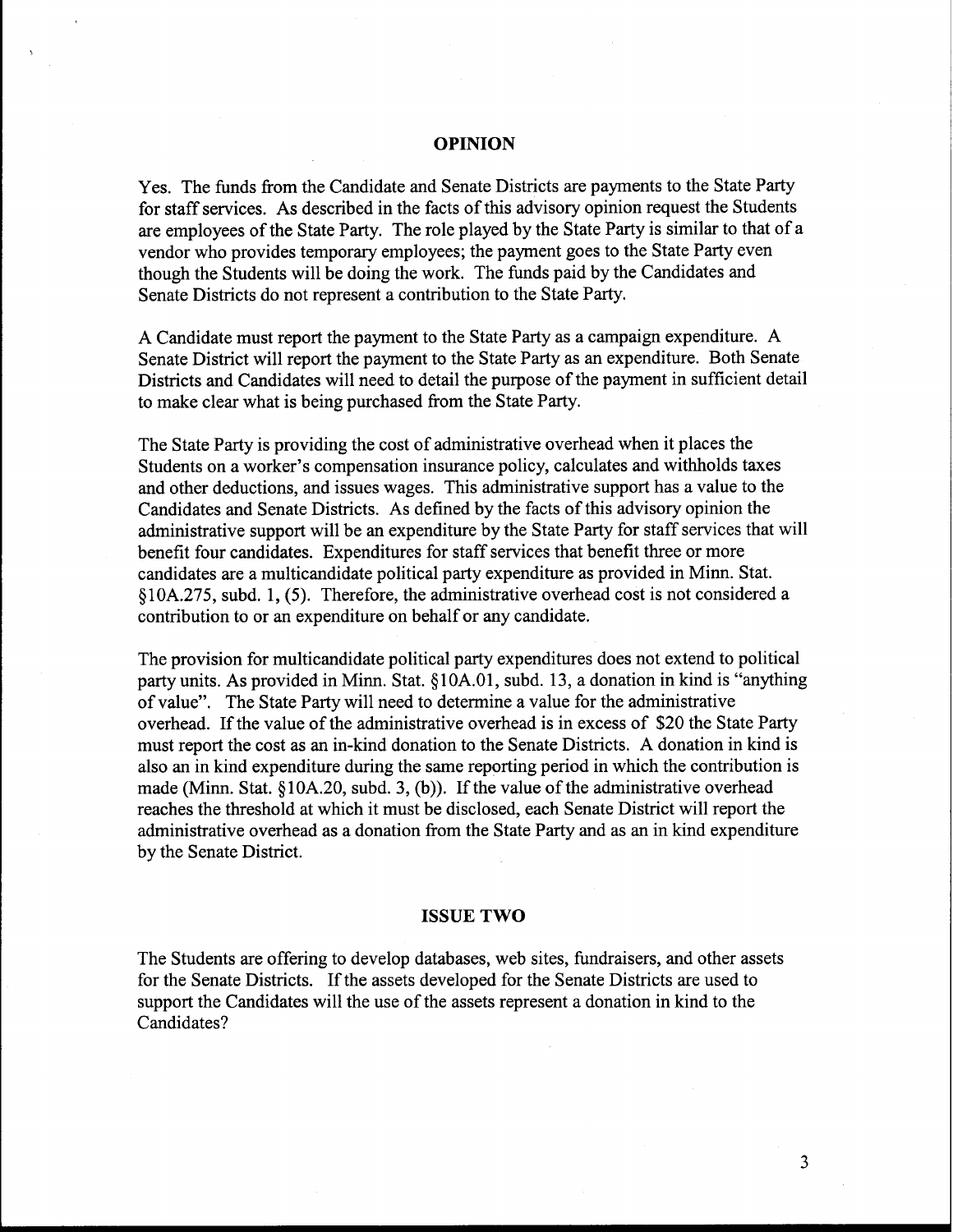## OPINION

Yes. The funds from the Candidate and Senate Districts are payments to the State Party for staff services. As described in the facts of this advisory opinion request the Students are employees of the State Party. The role played by the State Party is similar to that of a vendor who provides temporary employees; the payment goes to the State Party even though the Students will be doing the work. The funds paid by the Candidates and Senate Districts do not represent a contribution to the State Party.

A Candidate must report the payment to the State Party as a campaign expenditure. A Senate District will report the payment to the State Party as an expenditure. Both Senate Districts and Candidates will need to detail the purpose of the payment in sufficient detail to make clear what is being purchased from the State Party.

The State Party is providing the cost of administrative overhead when it places the Students on a worker's compensation insurance policy, calculates and withholds taxes and other deductions, and issues wages. This administrative support has a value to the Candidates and Senate Districts. As defined by the facts of this advisory opinion the administrative support will be an expenditure by the State Party for staff services that will benefit four candidates. Expenditures for staff services that benefit three or more candidates are a multicandidate political party expenditure as provided in Minn. Stat. §10A.275, subd. 1, (5). Therefore, the administrative overhead cost is not considered a contribution to or an expenditure on behalf or any candidate.

The provision for multicandidate political party expenditures does not extend to political party units. As provided in Minn. Stat. §10A.01, subd. 13, a donation in kind is "anything of value". The State Party will need to determine a value for the administrative overhead. If the value of the administrative overhead is in excess of $20 the State Party must report the cost as an in-kind donation to the Senate Districts. A donation in kind is also an in kind expenditure during the same reporting period in which the contribution is made (Minn. Stat. §10A.20, subd. 3, (b)). If the value of the administrative overhead reaches the threshold at which it must be disclosed, each Senate District will report the administrative overhead as a donation from the State Party and as an in kind expenditure by the Senate District.

## ISSUE TWO

The Students are offering to develop databases, web sites, fundraisers, and other assets for the Senate Districts. If the assets developed for the Senate Districts are used to support the Candidates will the use of the assets represent a donation in kind to the Candidates?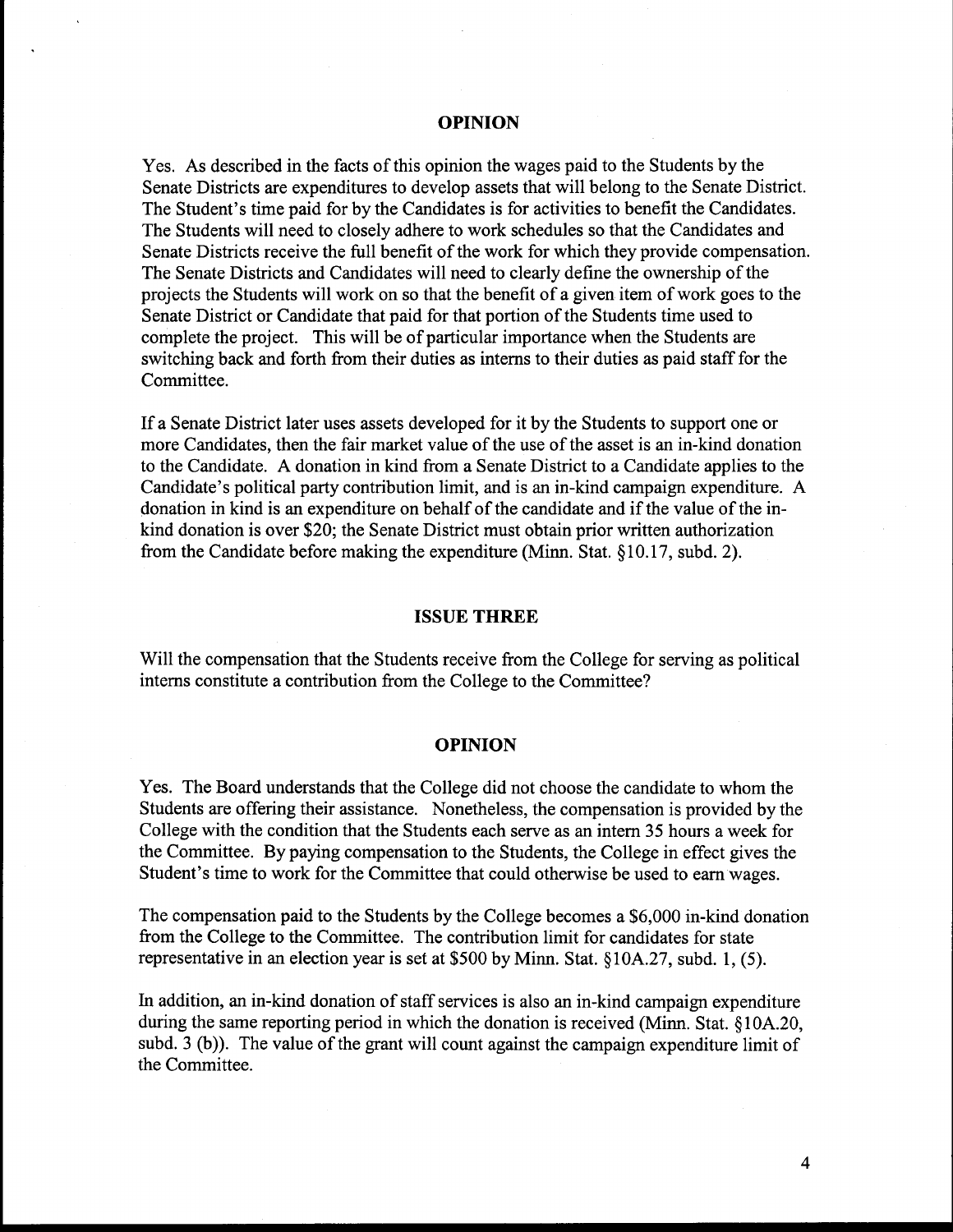## OPINION

Yes. As described in the facts of this opinion the wages paid to the Students by the Senate Districts are expenditures to develop assets that will belong to the Senate District. The Student's time paid for by the Candidates is for activities to benefit the Candidates. The Students will need to closely adhere to work schedules so that the Candidates and Senate Districts receive the full benefit of the work for which they provide compensation. The Senate Districts and Candidates will need to clearly define the ownership of the projects the Students will work on so that the benefit of a given item of work goes to the Senate District or Candidate that paid for that portion of the Students time used to complete the project. This will be of particular importance when the Students are switching back and forth from their duties as interns to their duties as paid staff for the Committee.

If a Senate District later uses assets developed for it by the Students to support one or more Candidates, then the fair market value of the use of the asset is an in-kind donation to the Candidate. A donation in kind from a Senate District to a Candidate applies to the Candidate's political party contribution limit, and is an in-kind campaign expenditure. A donation in kind is an expenditure on behalf of the candidate and if the value of the in-kind donation is over $20; the Senate District must obtain prior written authorization from the Candidate before making the expenditure (Minn. Stat. §10.17, subd. 2).

## ISSUE THREE

Will the compensation that the Students receive from the College for serving as political interns constitute a contribution from the College to the Committee?

## OPINION

Yes. The Board understands that the College did not choose the candidate to whom the Students are offering their assistance. Nonetheless, the compensation is provided by the College with the condition that the Students each serve as an intern 35 hours a week for the Committee. By paying compensation to the Students, the College in effect gives the Student's time to work for the Committee that could otherwise be used to earn wages.

The compensation paid to the Students by the College becomes a $6,000 in-kind donation from the College to the Committee. The contribution limit for candidates for state representative in an election year is set at $500 by Minn. Stat. §10A.27, subd. 1, (5).

In addition, an in-kind donation of staff services is also an in-kind campaign expenditure during the same reporting period in which the donation is received (Minn. Stat. §10A.20, subd. 3 (b)). The value of the grant will count against the campaign expenditure limit of the Committee.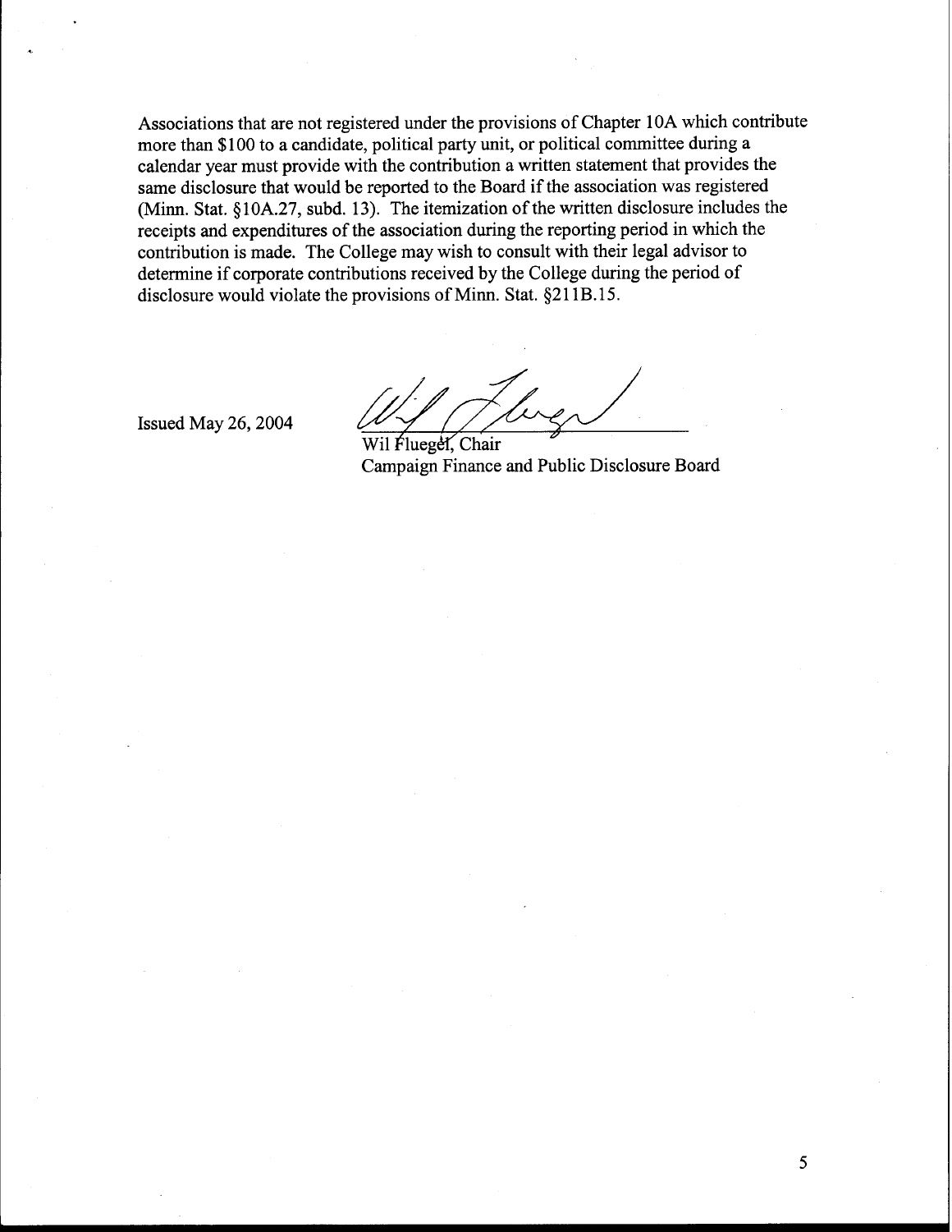Associations that are not registered under the provisions of Chapter 10A which contribute more than $100 to a candidate, political party unit, or political committee during a calendar year must provide with the contribution a written statement that provides the same disclosure that would be reported to the Board if the association was registered (Minn. Stat. §10A.27, subd. 13). The itemization of the written disclosure includes the receipts and expenditures of the association during the reporting period in which the contribution is made. The College may wish to consult with their legal advisor to determine if corporate contributions received by the College during the period of disclosure would violate the provisions of Minn. Stat. §211B.15.

Issued May 26, 2004

Wil Fluegel, Chair
Campaign Finance and Public Disclosure Board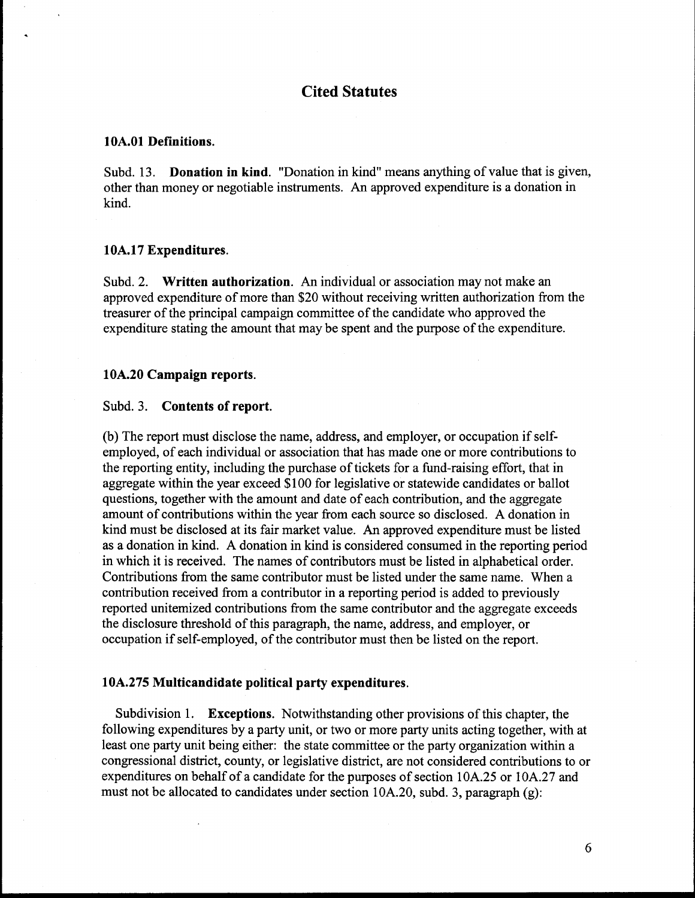## Cited Statutes

### 10A.01 Definitions.

Subd. 13. **Donation in kind**. "Donation in kind" means anything of value that is given, other than money or negotiable instruments. An approved expenditure is a donation in kind.

### 10A.17 Expenditures.

Subd. 2. **Written authorization**. An individual or association may not make an approved expenditure of more than $20 without receiving written authorization from the treasurer of the principal campaign committee of the candidate who approved the expenditure stating the amount that may be spent and the purpose of the expenditure.

### 10A.20 Campaign reports.

Subd. 3. **Contents of report.**

(b) The report must disclose the name, address, and employer, or occupation if self-employed, of each individual or association that has made one or more contributions to the reporting entity, including the purchase of tickets for a fund-raising effort, that in aggregate within the year exceed $100 for legislative or statewide candidates or ballot questions, together with the amount and date of each contribution, and the aggregate amount of contributions within the year from each source so disclosed. A donation in kind must be disclosed at its fair market value. An approved expenditure must be listed as a donation in kind. A donation in kind is considered consumed in the reporting period in which it is received. The names of contributors must be listed in alphabetical order. Contributions from the same contributor must be listed under the same name. When a contribution received from a contributor in a reporting period is added to previously reported unitemized contributions from the same contributor and the aggregate exceeds the disclosure threshold of this paragraph, the name, address, and employer, or occupation if self-employed, of the contributor must then be listed on the report.

### 10A.275 Multicandidate political party expenditures.

Subdivision 1. **Exceptions**. Notwithstanding other provisions of this chapter, the following expenditures by a party unit, or two or more party units acting together, with at least one party unit being either: the state committee or the party organization within a congressional district, county, or legislative district, are not considered contributions to or expenditures on behalf of a candidate for the purposes of section 10A.25 or 10A.27 and must not be allocated to candidates under section 10A.20, subd. 3, paragraph (g):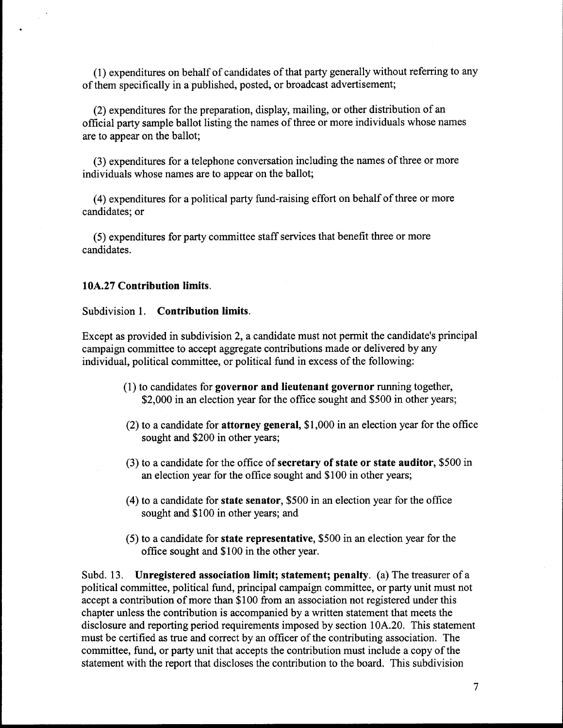(1) expenditures on behalf of candidates of that party generally without referring to any of them specifically in a published, posted, or broadcast advertisement;

(2) expenditures for the preparation, display, mailing, or other distribution of an official party sample ballot listing the names of three or more individuals whose names are to appear on the ballot;

(3) expenditures for a telephone conversation including the names of three or more individuals whose names are to appear on the ballot;

(4) expenditures for a political party fund-raising effort on behalf of three or more candidates; or

(5) expenditures for party committee staff services that benefit three or more candidates.

**10A.27 Contribution limits.**

Subdivision 1. **Contribution limits.**

Except as provided in subdivision 2, a candidate must not permit the candidate's principal campaign committee to accept aggregate contributions made or delivered by any individual, political committee, or political fund in excess of the following:

(1) to candidates for **governor and lieutenant governor** running together, \$2,000 in an election year for the office sought and \$500 in other years;

(2) to a candidate for **attorney general,** \$1,000 in an election year for the office sought and \$200 in other years;

(3) to a candidate for the office of **secretary of state or state auditor,** \$500 in an election year for the office sought and \$100 in other years;

(4) to a candidate for **state senator,** \$500 in an election year for the office sought and \$100 in other years; and

(5) to a candidate for **state representative,** \$500 in an election year for the office sought and \$100 in the other year.

Subd. 13. **Unregistered association limit; statement; penalty.** (a) The treasurer of a political committee, political fund, principal campaign committee, or party unit must not accept a contribution of more than \$100 from an association not registered under this chapter unless the contribution is accompanied by a written statement that meets the disclosure and reporting period requirements imposed by section 10A.20. This statement must be certified as true and correct by an officer of the contributing association. The committee, fund, or party unit that accepts the contribution must include a copy of the statement with the report that discloses the contribution to the board. This subdivision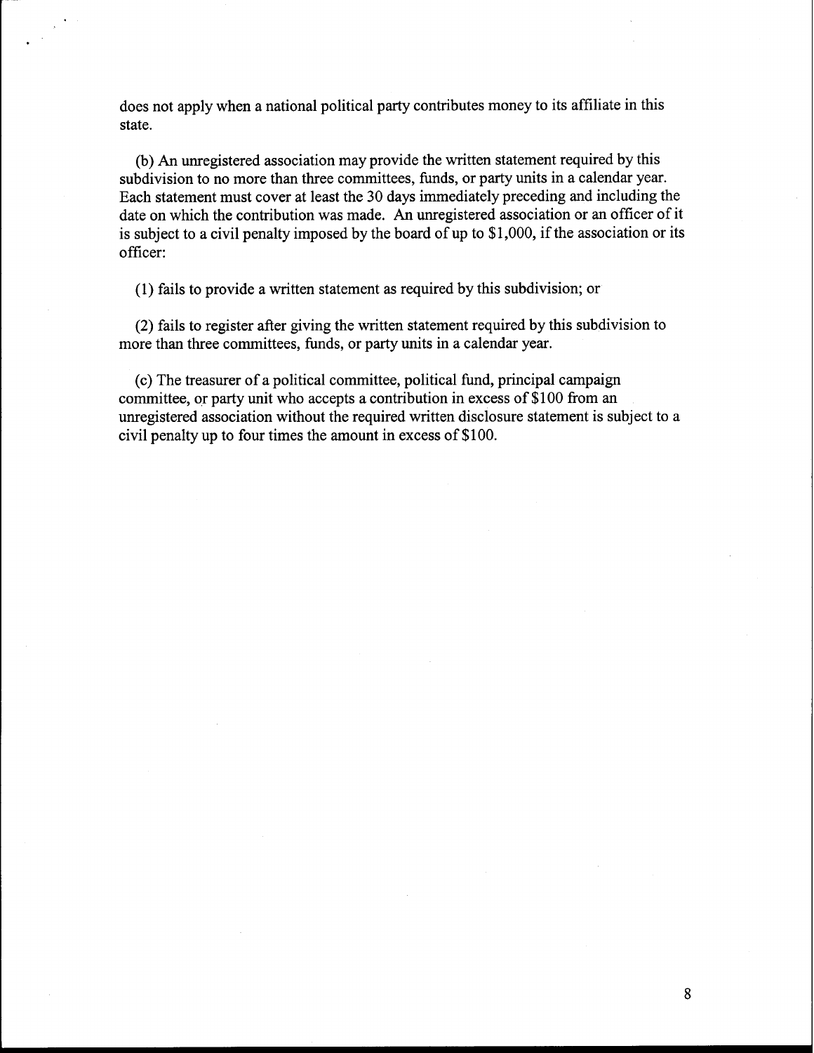does not apply when a national political party contributes money to its affiliate in this state.

(b) An unregistered association may provide the written statement required by this subdivision to no more than three committees, funds, or party units in a calendar year. Each statement must cover at least the 30 days immediately preceding and including the date on which the contribution was made. An unregistered association or an officer of it is subject to a civil penalty imposed by the board of up to $1,000, if the association or its officer:

(1) fails to provide a written statement as required by this subdivision; or

(2) fails to register after giving the written statement required by this subdivision to more than three committees, funds, or party units in a calendar year.

(c) The treasurer of a political committee, political fund, principal campaign committee, or party unit who accepts a contribution in excess of $100 from an unregistered association without the required written disclosure statement is subject to a civil penalty up to four times the amount in excess of $100.